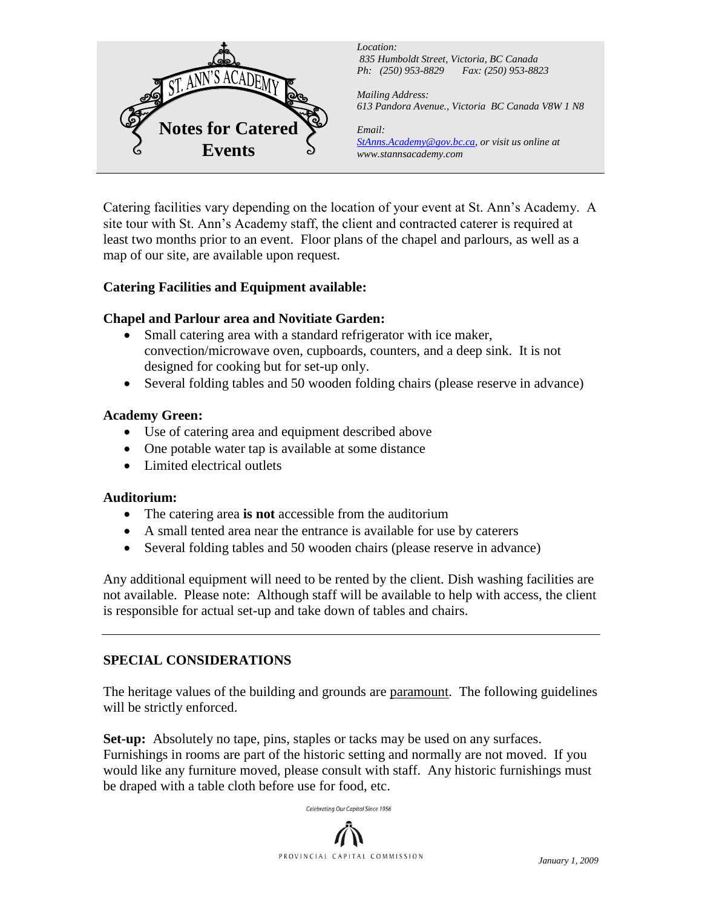# ST. ANN'S ACADEMY

# Notes for Catered Events

*Location:*
*835 Humboldt Street, Victoria, BC Canada*
*Ph: (250) 953-8829 Fax: (250) 953-8823*

*Mailing Address:*
*613 Pandora Avenue., Victoria BC Canada V8W 1 N8*

*Email:*
*StAnns.Academy@gov.bc.ca, or visit us online at www.stannsacademy.com*

Catering facilities vary depending on the location of your event at St. Ann's Academy. A site tour with St. Ann's Academy staff, the client and contracted caterer is required at least two months prior to an event. Floor plans of the chapel and parlours, as well as a map of our site, are available upon request.

**Catering Facilities and Equipment available:**

**Chapel and Parlour area and Novitiate Garden:**

- Small catering area with a standard refrigerator with ice maker, convection/microwave oven, cupboards, counters, and a deep sink. It is not designed for cooking but for set-up only.
- Several folding tables and 50 wooden folding chairs (please reserve in advance)

**Academy Green:**

- Use of catering area and equipment described above
- One potable water tap is available at some distance
- Limited electrical outlets

**Auditorium:**

- The catering area **is not** accessible from the auditorium
- A small tented area near the entrance is available for use by caterers
- Several folding tables and 50 wooden chairs (please reserve in advance)

Any additional equipment will need to be rented by the client. Dish washing facilities are not available. Please note: Although staff will be available to help with access, the client is responsible for actual set-up and take down of tables and chairs.

---

**SPECIAL CONSIDERATIONS**

The heritage values of the building and grounds are paramount. The following guidelines will be strictly enforced.

**Set-up:** Absolutely no tape, pins, staples or tacks may be used on any surfaces. Furnishings in rooms are part of the historic setting and normally are not moved. If you would like any furniture moved, please consult with staff. Any historic furnishings must be draped with a table cloth before use for food, etc.

Celebrating Our Capital Since 1956

PROVINCIAL CAPITAL COMMISSION

*January 1, 2009*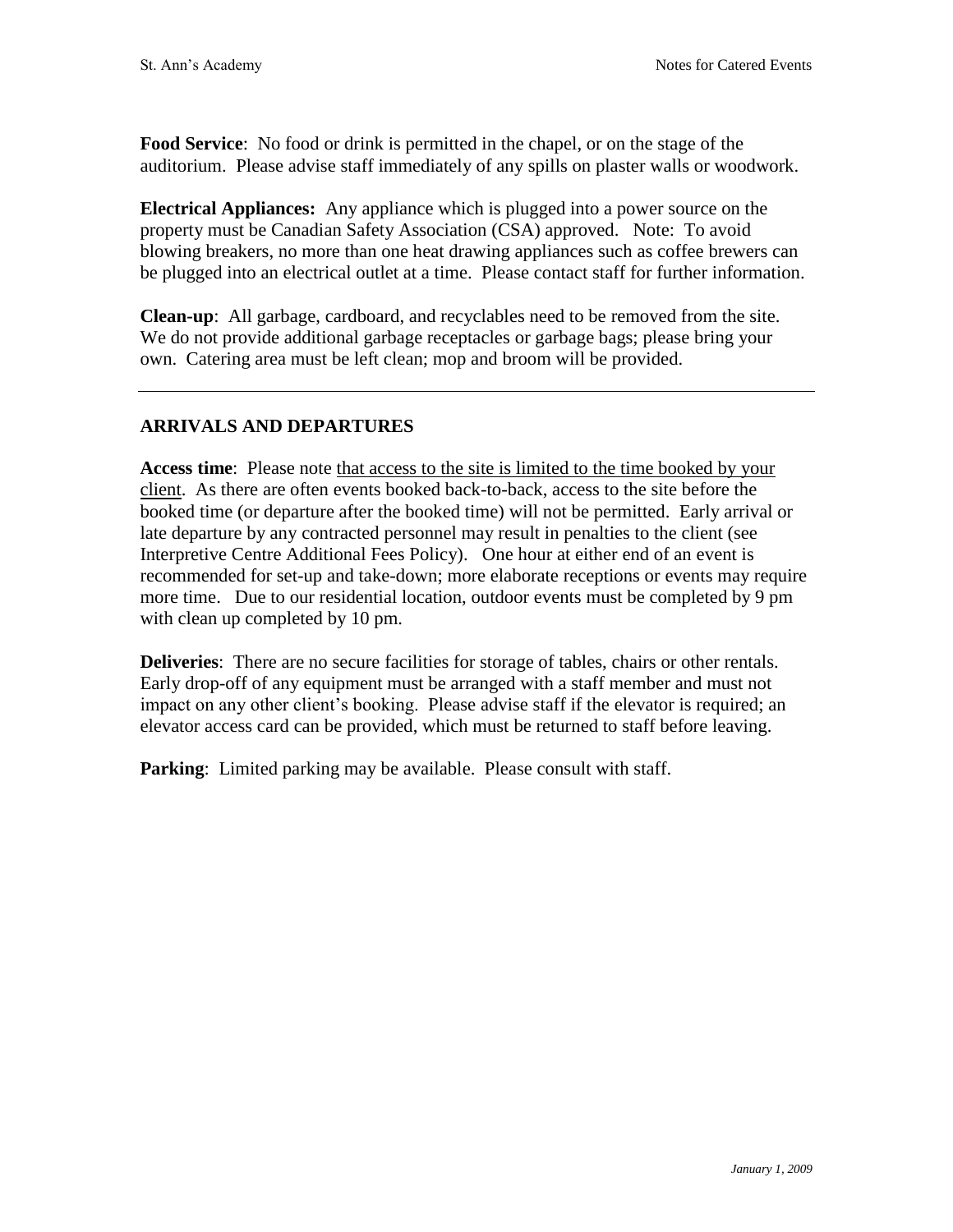**Food Service**: No food or drink is permitted in the chapel, or on the stage of the auditorium. Please advise staff immediately of any spills on plaster walls or woodwork.

**Electrical Appliances:** Any appliance which is plugged into a power source on the property must be Canadian Safety Association (CSA) approved. Note: To avoid blowing breakers, no more than one heat drawing appliances such as coffee brewers can be plugged into an electrical outlet at a time. Please contact staff for further information.

**Clean-up**: All garbage, cardboard, and recyclables need to be removed from the site. We do not provide additional garbage receptacles or garbage bags; please bring your own. Catering area must be left clean; mop and broom will be provided.

---

## ARRIVALS AND DEPARTURES

**Access time**: Please note <u>that access to the site is limited to the time booked by your client</u>. As there are often events booked back-to-back, access to the site before the booked time (or departure after the booked time) will not be permitted. Early arrival or late departure by any contracted personnel may result in penalties to the client (see Interpretive Centre Additional Fees Policy). One hour at either end of an event is recommended for set-up and take-down; more elaborate receptions or events may require more time. Due to our residential location, outdoor events must be completed by 9 pm with clean up completed by 10 pm.

**Deliveries**: There are no secure facilities for storage of tables, chairs or other rentals. Early drop-off of any equipment must be arranged with a staff member and must not impact on any other client's booking. Please advise staff if the elevator is required; an elevator access card can be provided, which must be returned to staff before leaving.

**Parking**: Limited parking may be available. Please consult with staff.

*January 1, 2009*